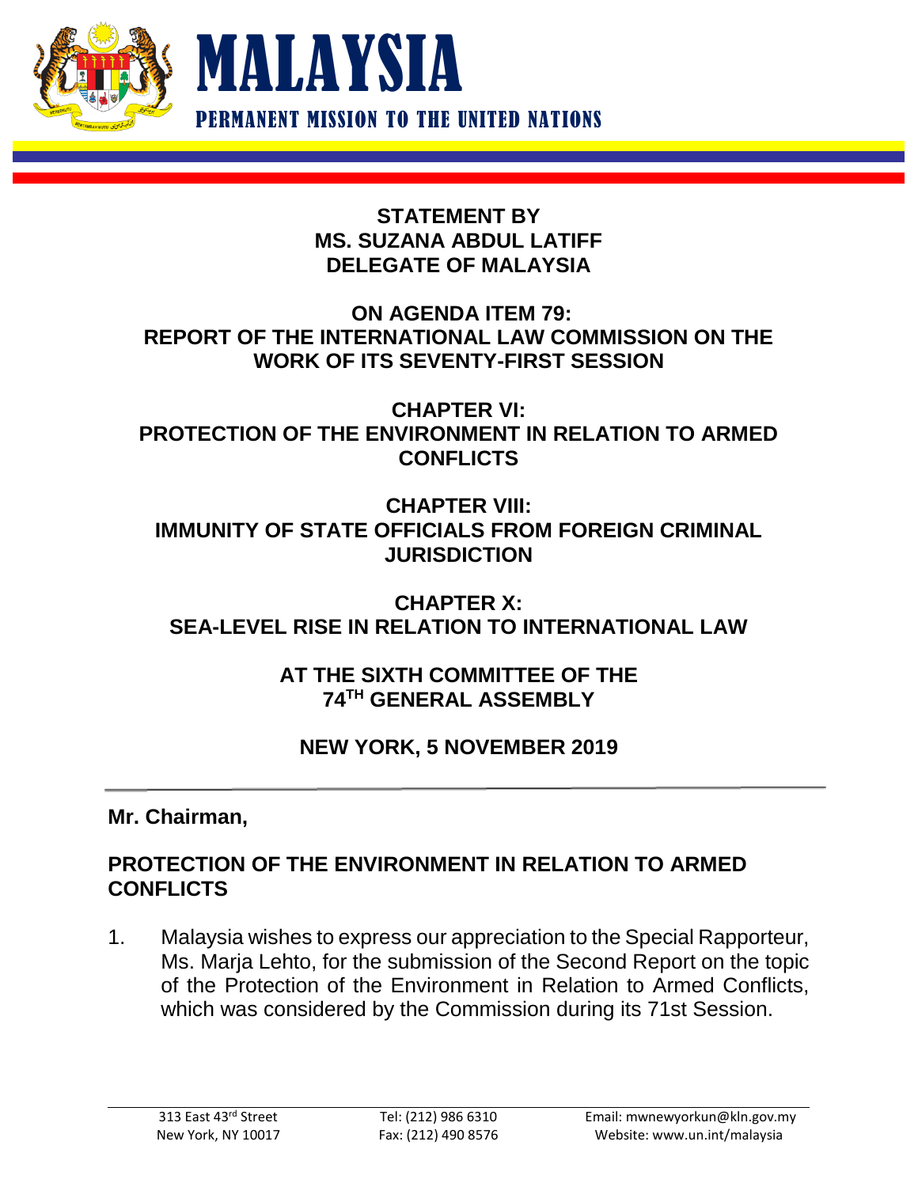# MALAYSIA

PERMANENT MISSION TO THE UNITED NATIONS

**STATEMENT BY**
**MS. SUZANA ABDUL LATIFF**
**DELEGATE OF MALAYSIA**

**ON AGENDA ITEM 79:**
**REPORT OF THE INTERNATIONAL LAW COMMISSION ON THE WORK OF ITS SEVENTY-FIRST SESSION**

**CHAPTER VI:**
**PROTECTION OF THE ENVIRONMENT IN RELATION TO ARMED CONFLICTS**

**CHAPTER VIII:**
**IMMUNITY OF STATE OFFICIALS FROM FOREIGN CRIMINAL JURISDICTION**

**CHAPTER X:**
**SEA-LEVEL RISE IN RELATION TO INTERNATIONAL LAW**

**AT THE SIXTH COMMITTEE OF THE 74TH GENERAL ASSEMBLY**

**NEW YORK, 5 NOVEMBER 2019**

---

**Mr. Chairman,**

## PROTECTION OF THE ENVIRONMENT IN RELATION TO ARMED CONFLICTS

1. Malaysia wishes to express our appreciation to the Special Rapporteur, Ms. Marja Lehto, for the submission of the Second Report on the topic of the Protection of the Environment in Relation to Armed Conflicts, which was considered by the Commission during its 71st Session.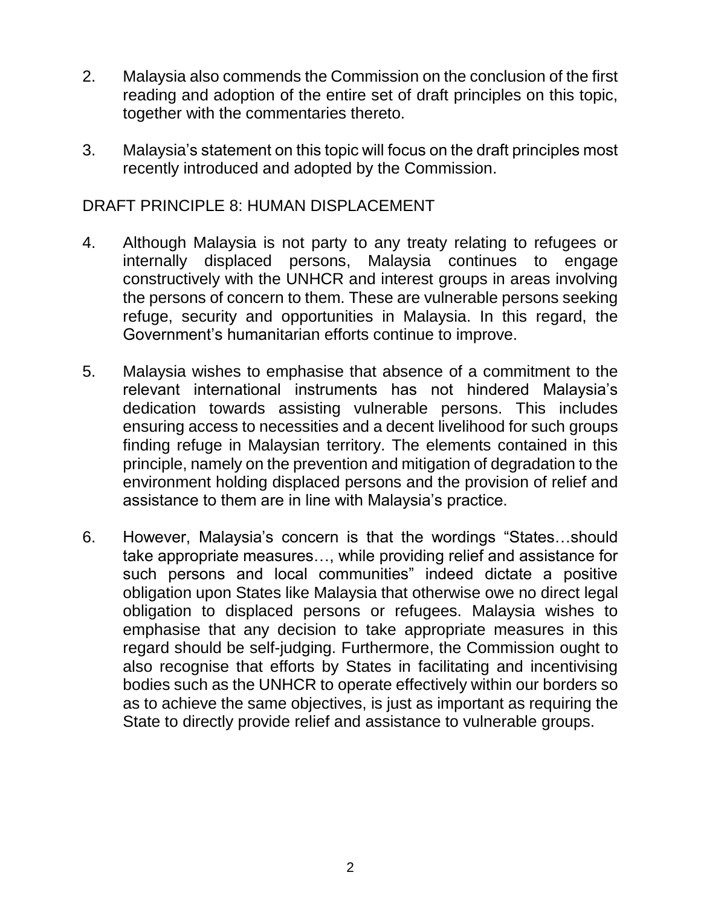2. Malaysia also commends the Commission on the conclusion of the first reading and adoption of the entire set of draft principles on this topic, together with the commentaries thereto.

3. Malaysia's statement on this topic will focus on the draft principles most recently introduced and adopted by the Commission.

## DRAFT PRINCIPLE 8: HUMAN DISPLACEMENT

4. Although Malaysia is not party to any treaty relating to refugees or internally displaced persons, Malaysia continues to engage constructively with the UNHCR and interest groups in areas involving the persons of concern to them. These are vulnerable persons seeking refuge, security and opportunities in Malaysia. In this regard, the Government's humanitarian efforts continue to improve.

5. Malaysia wishes to emphasise that absence of a commitment to the relevant international instruments has not hindered Malaysia's dedication towards assisting vulnerable persons. This includes ensuring access to necessities and a decent livelihood for such groups finding refuge in Malaysian territory. The elements contained in this principle, namely on the prevention and mitigation of degradation to the environment holding displaced persons and the provision of relief and assistance to them are in line with Malaysia's practice.

6. However, Malaysia's concern is that the wordings "States…should take appropriate measures…, while providing relief and assistance for such persons and local communities" indeed dictate a positive obligation upon States like Malaysia that otherwise owe no direct legal obligation to displaced persons or refugees. Malaysia wishes to emphasise that any decision to take appropriate measures in this regard should be self-judging. Furthermore, the Commission ought to also recognise that efforts by States in facilitating and incentivising bodies such as the UNHCR to operate effectively within our borders so as to achieve the same objectives, is just as important as requiring the State to directly provide relief and assistance to vulnerable groups.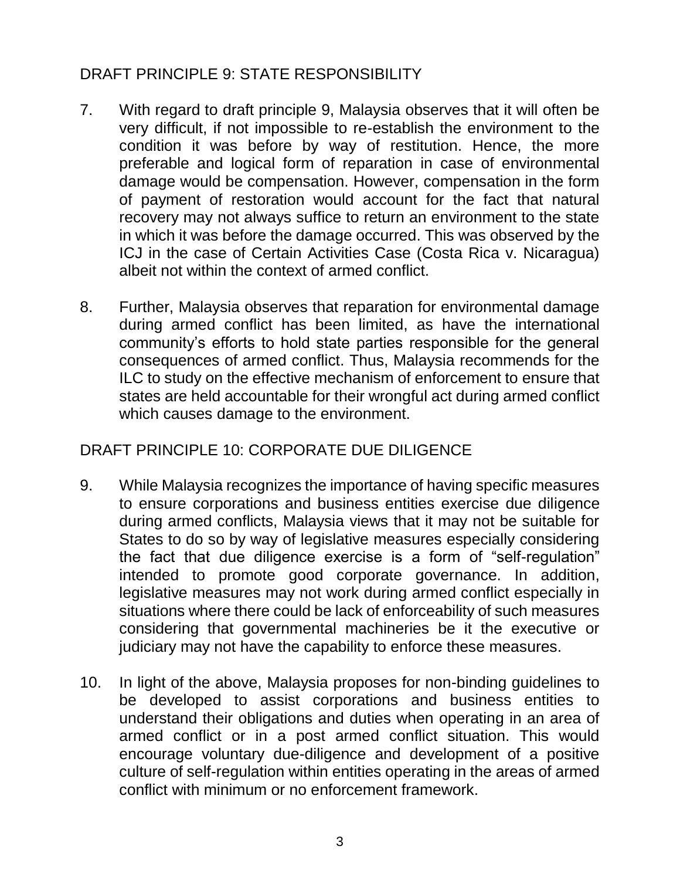## DRAFT PRINCIPLE 9: STATE RESPONSIBILITY

7. With regard to draft principle 9, Malaysia observes that it will often be very difficult, if not impossible to re-establish the environment to the condition it was before by way of restitution. Hence, the more preferable and logical form of reparation in case of environmental damage would be compensation. However, compensation in the form of payment of restoration would account for the fact that natural recovery may not always suffice to return an environment to the state in which it was before the damage occurred. This was observed by the ICJ in the case of Certain Activities Case (Costa Rica v. Nicaragua) albeit not within the context of armed conflict.

8. Further, Malaysia observes that reparation for environmental damage during armed conflict has been limited, as have the international community's efforts to hold state parties responsible for the general consequences of armed conflict. Thus, Malaysia recommends for the ILC to study on the effective mechanism of enforcement to ensure that states are held accountable for their wrongful act during armed conflict which causes damage to the environment.

## DRAFT PRINCIPLE 10: CORPORATE DUE DILIGENCE

9. While Malaysia recognizes the importance of having specific measures to ensure corporations and business entities exercise due diligence during armed conflicts, Malaysia views that it may not be suitable for States to do so by way of legislative measures especially considering the fact that due diligence exercise is a form of "self-regulation" intended to promote good corporate governance. In addition, legislative measures may not work during armed conflict especially in situations where there could be lack of enforceability of such measures considering that governmental machineries be it the executive or judiciary may not have the capability to enforce these measures.

10. In light of the above, Malaysia proposes for non-binding guidelines to be developed to assist corporations and business entities to understand their obligations and duties when operating in an area of armed conflict or in a post armed conflict situation. This would encourage voluntary due-diligence and development of a positive culture of self-regulation within entities operating in the areas of armed conflict with minimum or no enforcement framework.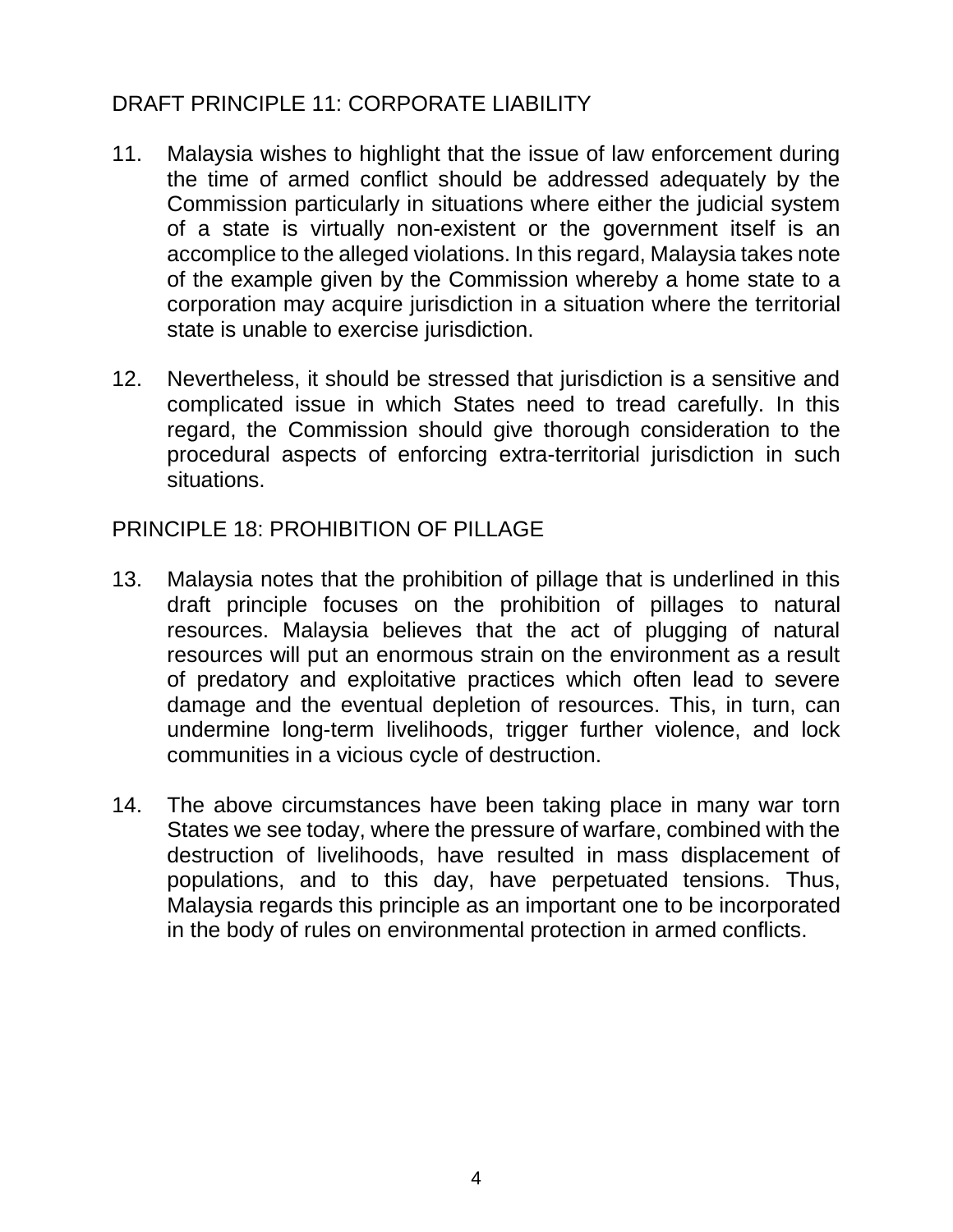## DRAFT PRINCIPLE 11: CORPORATE LIABILITY

11. Malaysia wishes to highlight that the issue of law enforcement during the time of armed conflict should be addressed adequately by the Commission particularly in situations where either the judicial system of a state is virtually non-existent or the government itself is an accomplice to the alleged violations. In this regard, Malaysia takes note of the example given by the Commission whereby a home state to a corporation may acquire jurisdiction in a situation where the territorial state is unable to exercise jurisdiction.

12. Nevertheless, it should be stressed that jurisdiction is a sensitive and complicated issue in which States need to tread carefully. In this regard, the Commission should give thorough consideration to the procedural aspects of enforcing extra-territorial jurisdiction in such situations.

## PRINCIPLE 18: PROHIBITION OF PILLAGE

13. Malaysia notes that the prohibition of pillage that is underlined in this draft principle focuses on the prohibition of pillages to natural resources. Malaysia believes that the act of plugging of natural resources will put an enormous strain on the environment as a result of predatory and exploitative practices which often lead to severe damage and the eventual depletion of resources. This, in turn, can undermine long-term livelihoods, trigger further violence, and lock communities in a vicious cycle of destruction.

14. The above circumstances have been taking place in many war torn States we see today, where the pressure of warfare, combined with the destruction of livelihoods, have resulted in mass displacement of populations, and to this day, have perpetuated tensions. Thus, Malaysia regards this principle as an important one to be incorporated in the body of rules on environmental protection in armed conflicts.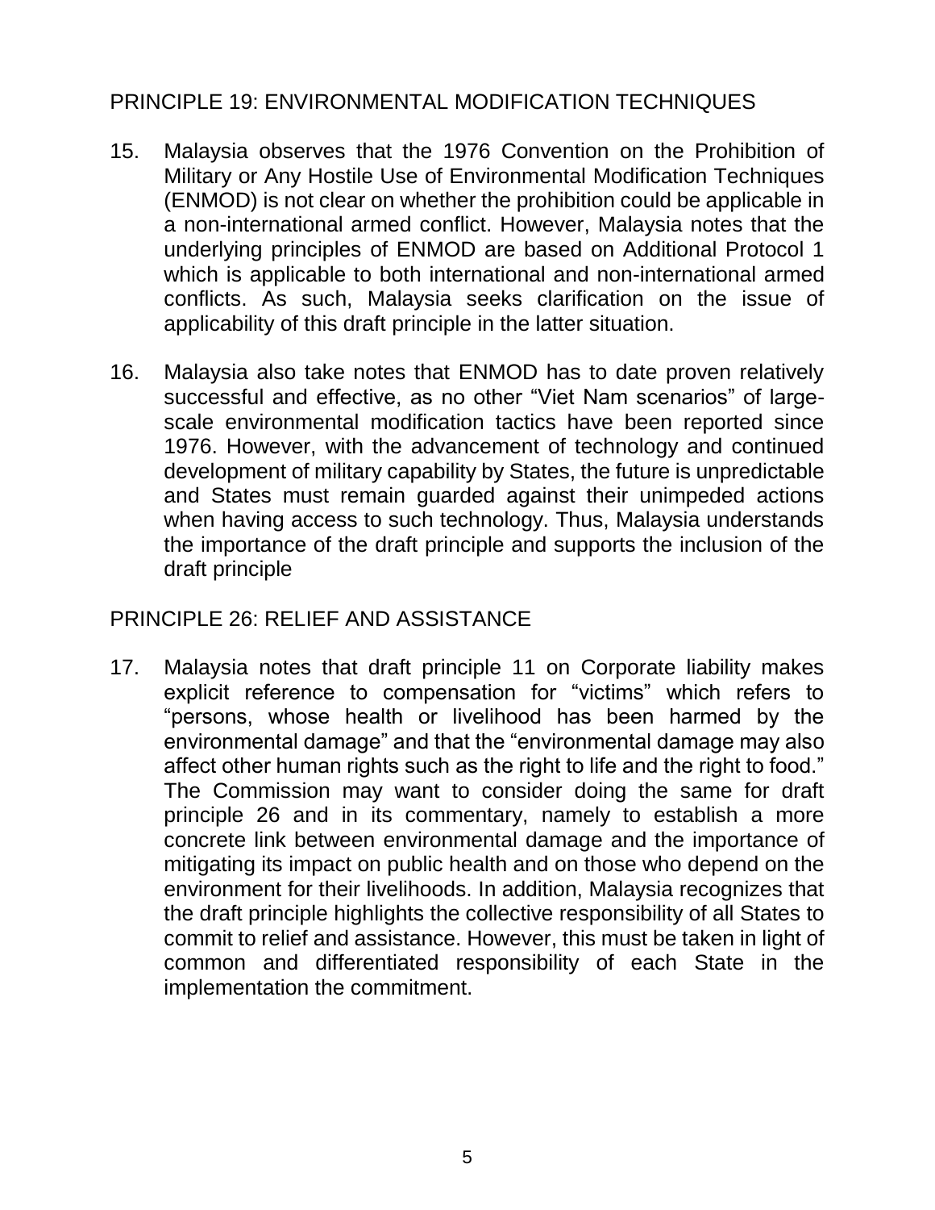## PRINCIPLE 19: ENVIRONMENTAL MODIFICATION TECHNIQUES

15. Malaysia observes that the 1976 Convention on the Prohibition of Military or Any Hostile Use of Environmental Modification Techniques (ENMOD) is not clear on whether the prohibition could be applicable in a non-international armed conflict. However, Malaysia notes that the underlying principles of ENMOD are based on Additional Protocol 1 which is applicable to both international and non-international armed conflicts. As such, Malaysia seeks clarification on the issue of applicability of this draft principle in the latter situation.

16. Malaysia also take notes that ENMOD has to date proven relatively successful and effective, as no other "Viet Nam scenarios" of large-scale environmental modification tactics have been reported since 1976. However, with the advancement of technology and continued development of military capability by States, the future is unpredictable and States must remain guarded against their unimpeded actions when having access to such technology. Thus, Malaysia understands the importance of the draft principle and supports the inclusion of the draft principle

## PRINCIPLE 26: RELIEF AND ASSISTANCE

17. Malaysia notes that draft principle 11 on Corporate liability makes explicit reference to compensation for "victims" which refers to "persons, whose health or livelihood has been harmed by the environmental damage" and that the "environmental damage may also affect other human rights such as the right to life and the right to food." The Commission may want to consider doing the same for draft principle 26 and in its commentary, namely to establish a more concrete link between environmental damage and the importance of mitigating its impact on public health and on those who depend on the environment for their livelihoods. In addition, Malaysia recognizes that the draft principle highlights the collective responsibility of all States to commit to relief and assistance. However, this must be taken in light of common and differentiated responsibility of each State in the implementation the commitment.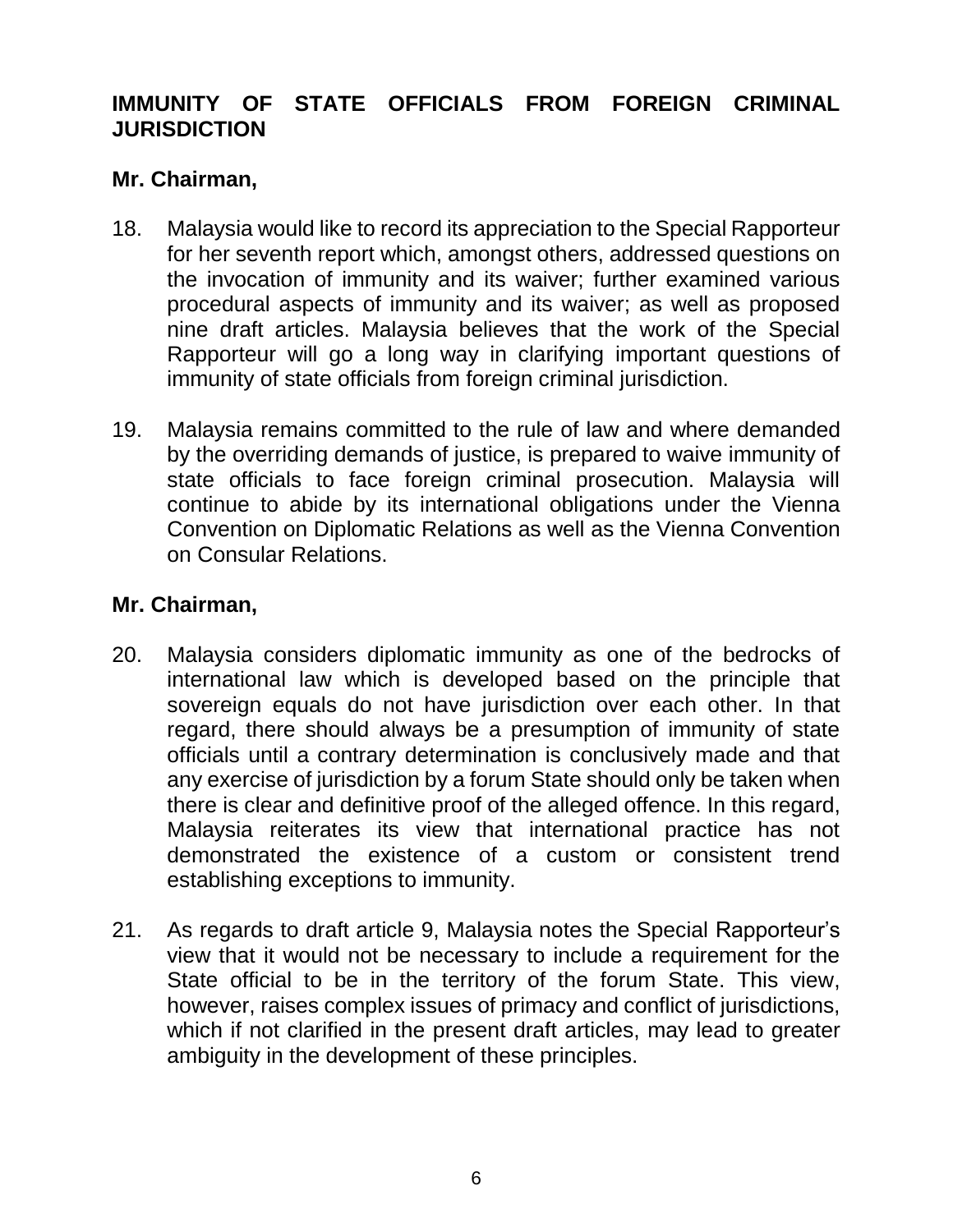**IMMUNITY OF STATE OFFICIALS FROM FOREIGN CRIMINAL JURISDICTION**

**Mr. Chairman,**

18. Malaysia would like to record its appreciation to the Special Rapporteur for her seventh report which, amongst others, addressed questions on the invocation of immunity and its waiver; further examined various procedural aspects of immunity and its waiver; as well as proposed nine draft articles. Malaysia believes that the work of the Special Rapporteur will go a long way in clarifying important questions of immunity of state officials from foreign criminal jurisdiction.

19. Malaysia remains committed to the rule of law and where demanded by the overriding demands of justice, is prepared to waive immunity of state officials to face foreign criminal prosecution. Malaysia will continue to abide by its international obligations under the Vienna Convention on Diplomatic Relations as well as the Vienna Convention on Consular Relations.

**Mr. Chairman,**

20. Malaysia considers diplomatic immunity as one of the bedrocks of international law which is developed based on the principle that sovereign equals do not have jurisdiction over each other. In that regard, there should always be a presumption of immunity of state officials until a contrary determination is conclusively made and that any exercise of jurisdiction by a forum State should only be taken when there is clear and definitive proof of the alleged offence. In this regard, Malaysia reiterates its view that international practice has not demonstrated the existence of a custom or consistent trend establishing exceptions to immunity.

21. As regards to draft article 9, Malaysia notes the Special Rapporteur's view that it would not be necessary to include a requirement for the State official to be in the territory of the forum State. This view, however, raises complex issues of primacy and conflict of jurisdictions, which if not clarified in the present draft articles, may lead to greater ambiguity in the development of these principles.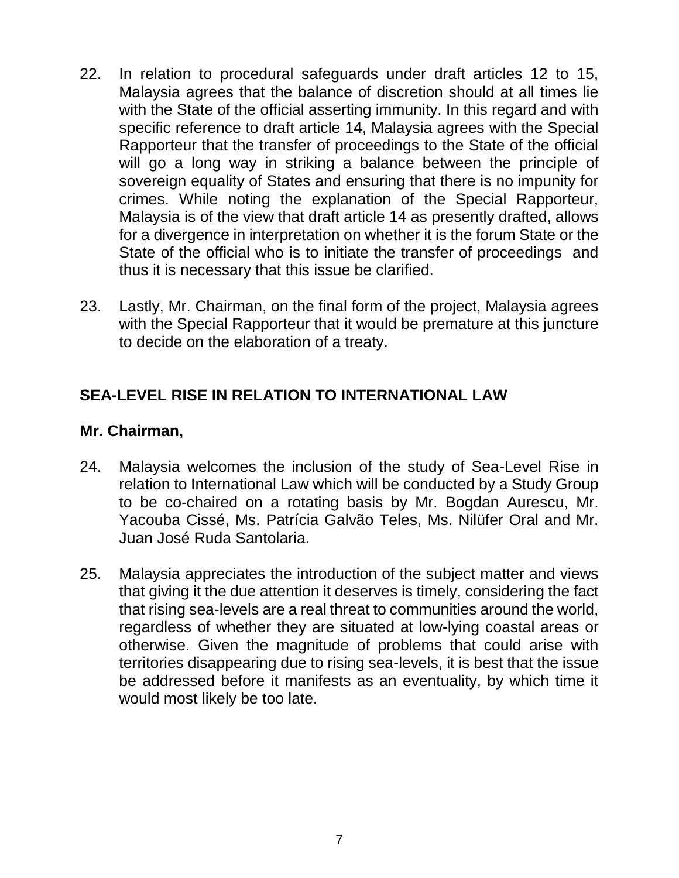22. In relation to procedural safeguards under draft articles 12 to 15, Malaysia agrees that the balance of discretion should at all times lie with the State of the official asserting immunity. In this regard and with specific reference to draft article 14, Malaysia agrees with the Special Rapporteur that the transfer of proceedings to the State of the official will go a long way in striking a balance between the principle of sovereign equality of States and ensuring that there is no impunity for crimes. While noting the explanation of the Special Rapporteur, Malaysia is of the view that draft article 14 as presently drafted, allows for a divergence in interpretation on whether it is the forum State or the State of the official who is to initiate the transfer of proceedings and thus it is necessary that this issue be clarified.

23. Lastly, Mr. Chairman, on the final form of the project, Malaysia agrees with the Special Rapporteur that it would be premature at this juncture to decide on the elaboration of a treaty.

## SEA-LEVEL RISE IN RELATION TO INTERNATIONAL LAW

**Mr. Chairman,**

24. Malaysia welcomes the inclusion of the study of Sea-Level Rise in relation to International Law which will be conducted by a Study Group to be co-chaired on a rotating basis by Mr. Bogdan Aurescu, Mr. Yacouba Cissé, Ms. Patrícia Galvão Teles, Ms. Nilüfer Oral and Mr. Juan José Ruda Santolaria.

25. Malaysia appreciates the introduction of the subject matter and views that giving it the due attention it deserves is timely, considering the fact that rising sea-levels are a real threat to communities around the world, regardless of whether they are situated at low-lying coastal areas or otherwise. Given the magnitude of problems that could arise with territories disappearing due to rising sea-levels, it is best that the issue be addressed before it manifests as an eventuality, by which time it would most likely be too late.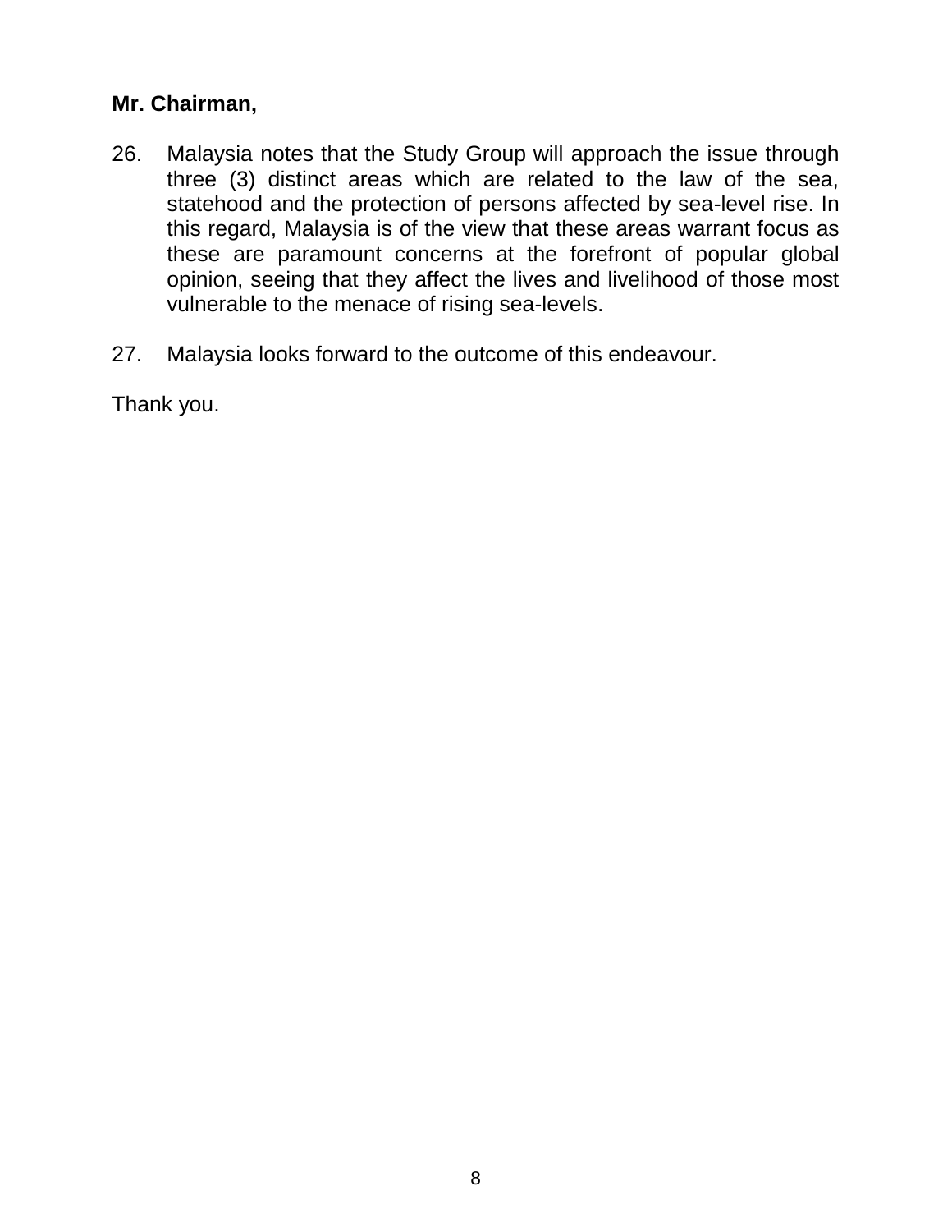**Mr. Chairman,**

26. Malaysia notes that the Study Group will approach the issue through three (3) distinct areas which are related to the law of the sea, statehood and the protection of persons affected by sea-level rise. In this regard, Malaysia is of the view that these areas warrant focus as these are paramount concerns at the forefront of popular global opinion, seeing that they affect the lives and livelihood of those most vulnerable to the menace of rising sea-levels.

27. Malaysia looks forward to the outcome of this endeavour.

Thank you.